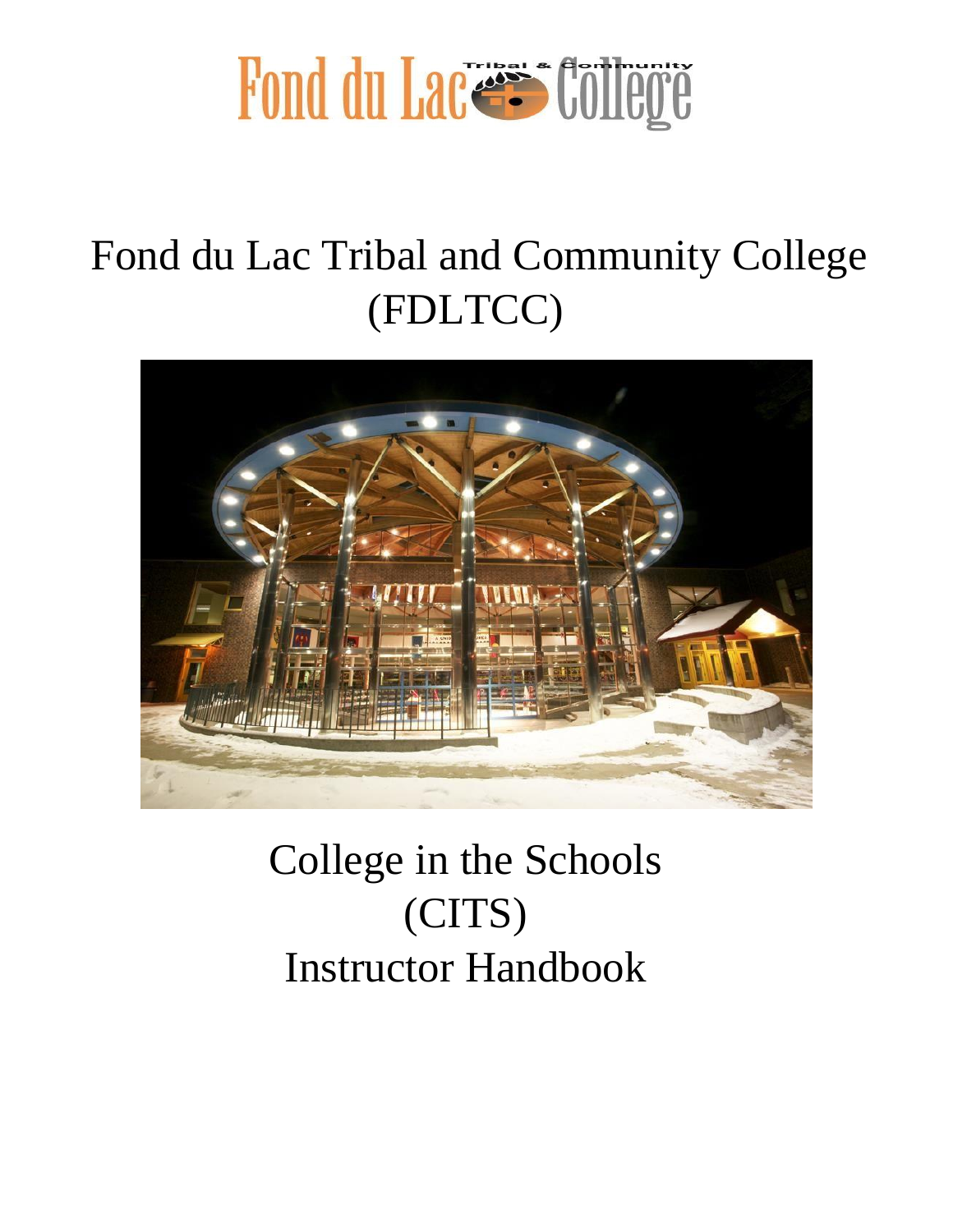# Fond du Lac Tribal & Community College

# Fond du Lac Tribal and Community College (FDLTCC)

# College in the Schools (CITS) Instructor Handbook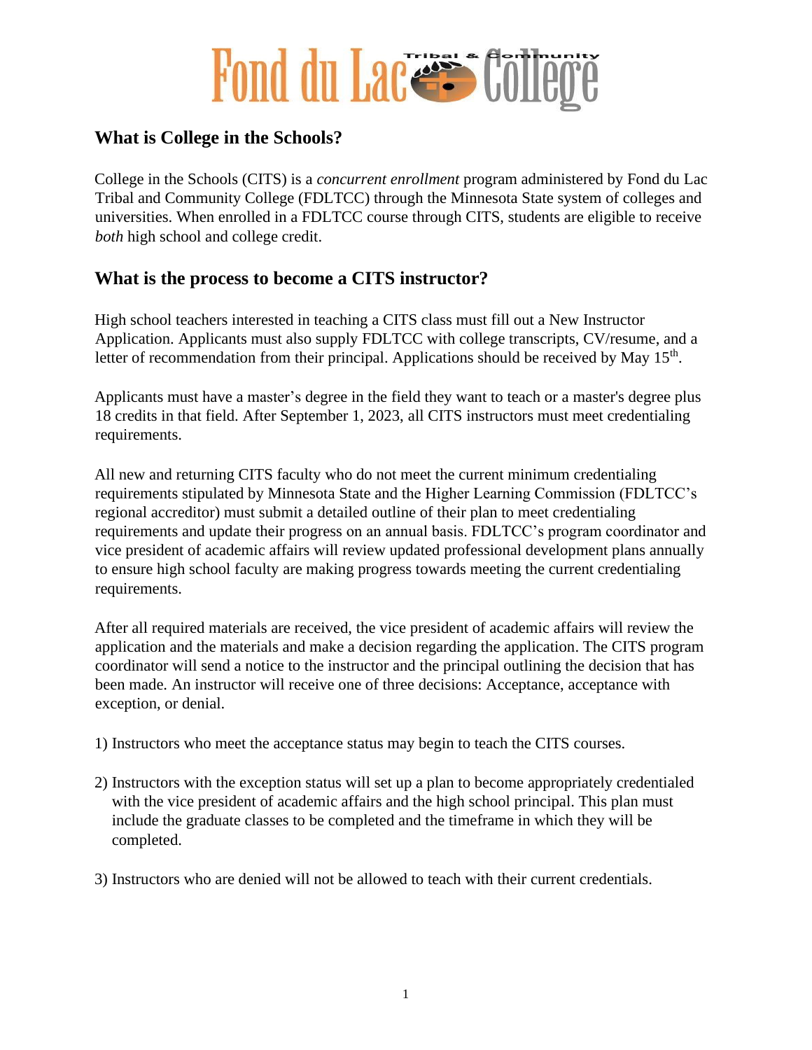## What is College in the Schools?

College in the Schools (CITS) is a *concurrent enrollment* program administered by Fond du Lac Tribal and Community College (FDLTCC) through the Minnesota State system of colleges and universities. When enrolled in a FDLTCC course through CITS, students are eligible to receive *both* high school and college credit.

## What is the process to become a CITS instructor?

High school teachers interested in teaching a CITS class must fill out a New Instructor Application. Applicants must also supply FDLTCC with college transcripts, CV/resume, and a letter of recommendation from their principal. Applications should be received by May 15th.

Applicants must have a master's degree in the field they want to teach or a master's degree plus 18 credits in that field. After September 1, 2023, all CITS instructors must meet credentialing requirements.

All new and returning CITS faculty who do not meet the current minimum credentialing requirements stipulated by Minnesota State and the Higher Learning Commission (FDLTCC's regional accreditor) must submit a detailed outline of their plan to meet credentialing requirements and update their progress on an annual basis. FDLTCC's program coordinator and vice president of academic affairs will review updated professional development plans annually to ensure high school faculty are making progress towards meeting the current credentialing requirements.

After all required materials are received, the vice president of academic affairs will review the application and the materials and make a decision regarding the application. The CITS program coordinator will send a notice to the instructor and the principal outlining the decision that has been made. An instructor will receive one of three decisions: Acceptance, acceptance with exception, or denial.

1) Instructors who meet the acceptance status may begin to teach the CITS courses.

2) Instructors with the exception status will set up a plan to become appropriately credentialed with the vice president of academic affairs and the high school principal. This plan must include the graduate classes to be completed and the timeframe in which they will be completed.

3) Instructors who are denied will not be allowed to teach with their current credentials.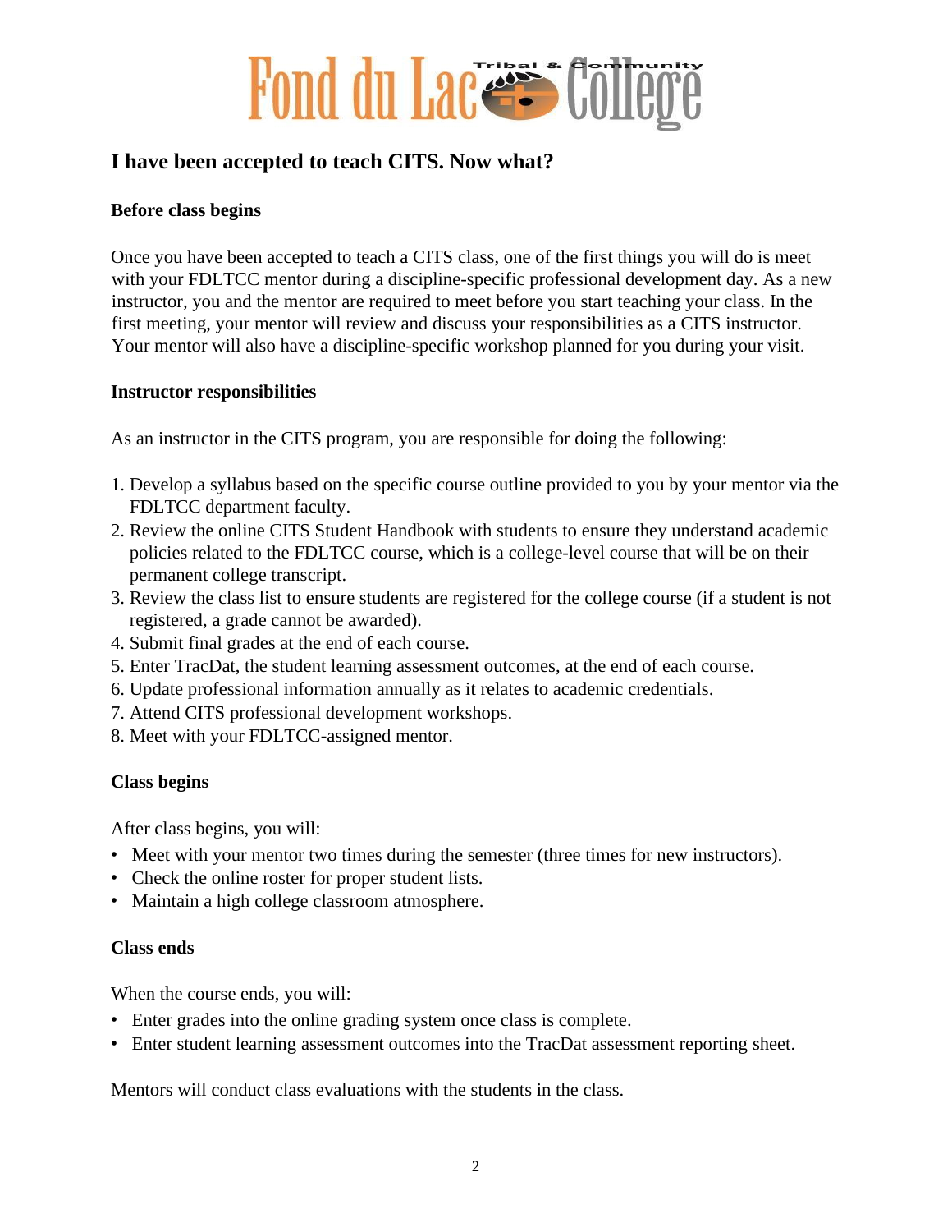# I have been accepted to teach CITS. Now what?

## Before class begins

Once you have been accepted to teach a CITS class, one of the first things you will do is meet with your FDLTCC mentor during a discipline-specific professional development day. As a new instructor, you and the mentor are required to meet before you start teaching your class. In the first meeting, your mentor will review and discuss your responsibilities as a CITS instructor. Your mentor will also have a discipline-specific workshop planned for you during your visit.

## Instructor responsibilities

As an instructor in the CITS program, you are responsible for doing the following:

1. Develop a syllabus based on the specific course outline provided to you by your mentor via the FDLTCC department faculty.
2. Review the online CITS Student Handbook with students to ensure they understand academic policies related to the FDLTCC course, which is a college-level course that will be on their permanent college transcript.
3. Review the class list to ensure students are registered for the college course (if a student is not registered, a grade cannot be awarded).
4. Submit final grades at the end of each course.
5. Enter TracDat, the student learning assessment outcomes, at the end of each course.
6. Update professional information annually as it relates to academic credentials.
7. Attend CITS professional development workshops.
8. Meet with your FDLTCC-assigned mentor.

## Class begins

After class begins, you will:

- Meet with your mentor two times during the semester (three times for new instructors).
- Check the online roster for proper student lists.
- Maintain a high college classroom atmosphere.

## Class ends

When the course ends, you will:

- Enter grades into the online grading system once class is complete.
- Enter student learning assessment outcomes into the TracDat assessment reporting sheet.

Mentors will conduct class evaluations with the students in the class.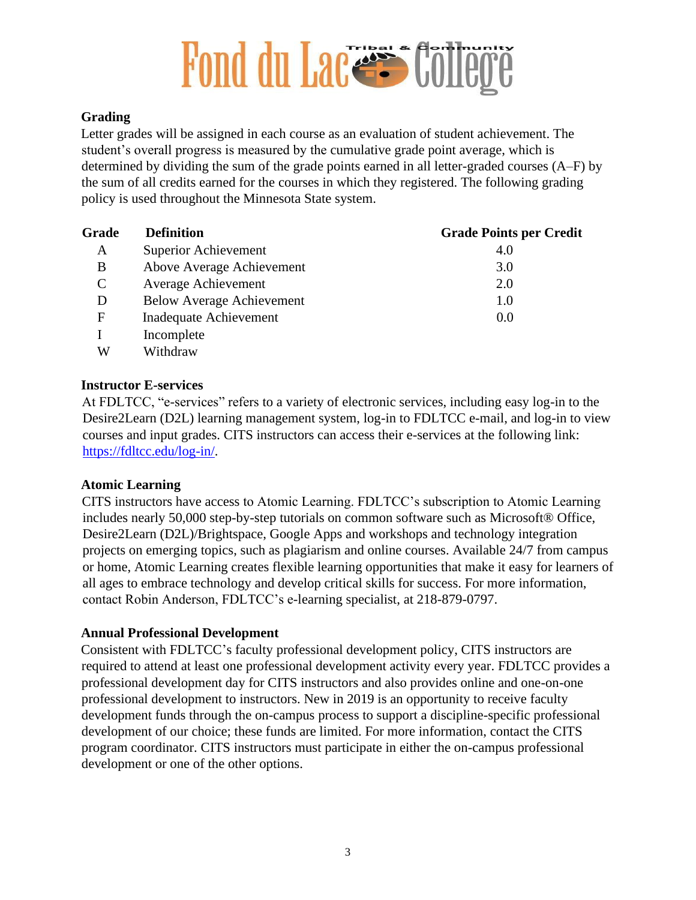## Grading

Letter grades will be assigned in each course as an evaluation of student achievement. The student's overall progress is measured by the cumulative grade point average, which is determined by dividing the sum of the grade points earned in all letter-graded courses (A–F) by the sum of all credits earned for the courses in which they registered. The following grading policy is used throughout the Minnesota State system.

| Grade | Definition | Grade Points per Credit |
|---|---|---|
| A | Superior Achievement | 4.0 |
| B | Above Average Achievement | 3.0 |
| C | Average Achievement | 2.0 |
| D | Below Average Achievement | 1.0 |
| F | Inadequate Achievement | 0.0 |
| I | Incomplete | |
| W | Withdraw | |

## Instructor E-services

At FDLTCC, "e-services" refers to a variety of electronic services, including easy log-in to the Desire2Learn (D2L) learning management system, log-in to FDLTCC e-mail, and log-in to view courses and input grades. CITS instructors can access their e-services at the following link: https://fdltcc.edu/log-in/.

## Atomic Learning

CITS instructors have access to Atomic Learning. FDLTCC's subscription to Atomic Learning includes nearly 50,000 step-by-step tutorials on common software such as Microsoft® Office, Desire2Learn (D2L)/Brightspace, Google Apps and workshops and technology integration projects on emerging topics, such as plagiarism and online courses. Available 24/7 from campus or home, Atomic Learning creates flexible learning opportunities that make it easy for learners of all ages to embrace technology and develop critical skills for success. For more information, contact Robin Anderson, FDLTCC's e-learning specialist, at 218-879-0797.

## Annual Professional Development

Consistent with FDLTCC's faculty professional development policy, CITS instructors are required to attend at least one professional development activity every year. FDLTCC provides a professional development day for CITS instructors and also provides online and one-on-one professional development to instructors. New in 2019 is an opportunity to receive faculty development funds through the on-campus process to support a discipline-specific professional development of our choice; these funds are limited. For more information, contact the CITS program coordinator. CITS instructors must participate in either the on-campus professional development or one of the other options.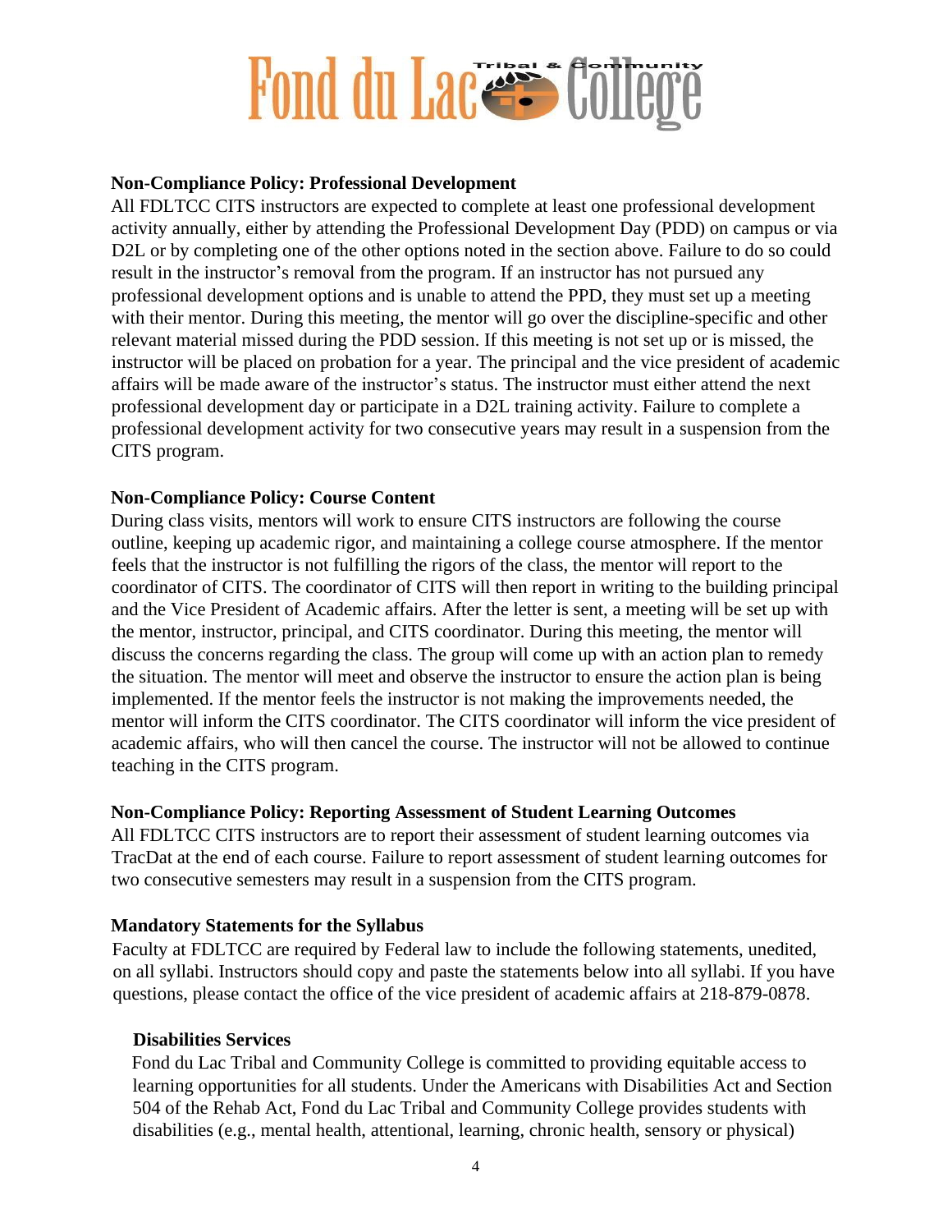### Non-Compliance Policy: Professional Development

All FDLTCC CITS instructors are expected to complete at least one professional development activity annually, either by attending the Professional Development Day (PDD) on campus or via D2L or by completing one of the other options noted in the section above. Failure to do so could result in the instructor's removal from the program. If an instructor has not pursued any professional development options and is unable to attend the PPD, they must set up a meeting with their mentor. During this meeting, the mentor will go over the discipline-specific and other relevant material missed during the PDD session. If this meeting is not set up or is missed, the instructor will be placed on probation for a year. The principal and the vice president of academic affairs will be made aware of the instructor's status. The instructor must either attend the next professional development day or participate in a D2L training activity. Failure to complete a professional development activity for two consecutive years may result in a suspension from the CITS program.

### Non-Compliance Policy: Course Content

During class visits, mentors will work to ensure CITS instructors are following the course outline, keeping up academic rigor, and maintaining a college course atmosphere. If the mentor feels that the instructor is not fulfilling the rigors of the class, the mentor will report to the coordinator of CITS. The coordinator of CITS will then report in writing to the building principal and the Vice President of Academic affairs. After the letter is sent, a meeting will be set up with the mentor, instructor, principal, and CITS coordinator. During this meeting, the mentor will discuss the concerns regarding the class. The group will come up with an action plan to remedy the situation. The mentor will meet and observe the instructor to ensure the action plan is being implemented. If the mentor feels the instructor is not making the improvements needed, the mentor will inform the CITS coordinator. The CITS coordinator will inform the vice president of academic affairs, who will then cancel the course. The instructor will not be allowed to continue teaching in the CITS program.

### Non-Compliance Policy: Reporting Assessment of Student Learning Outcomes

All FDLTCC CITS instructors are to report their assessment of student learning outcomes via TracDat at the end of each course. Failure to report assessment of student learning outcomes for two consecutive semesters may result in a suspension from the CITS program.

### Mandatory Statements for the Syllabus

Faculty at FDLTCC are required by Federal law to include the following statements, unedited, on all syllabi. Instructors should copy and paste the statements below into all syllabi. If you have questions, please contact the office of the vice president of academic affairs at 218-879-0878.

#### Disabilities Services

Fond du Lac Tribal and Community College is committed to providing equitable access to learning opportunities for all students. Under the Americans with Disabilities Act and Section 504 of the Rehab Act, Fond du Lac Tribal and Community College provides students with disabilities (e.g., mental health, attentional, learning, chronic health, sensory or physical)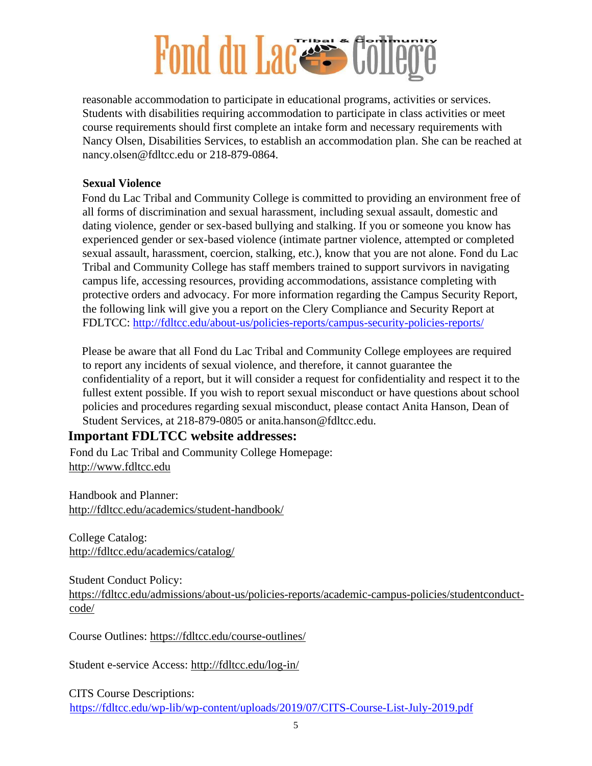reasonable accommodation to participate in educational programs, activities or services. Students with disabilities requiring accommodation to participate in class activities or meet course requirements should first complete an intake form and necessary requirements with Nancy Olsen, Disabilities Services, to establish an accommodation plan. She can be reached at nancy.olsen@fdltcc.edu or 218-879-0864.

**Sexual Violence**

Fond du Lac Tribal and Community College is committed to providing an environment free of all forms of discrimination and sexual harassment, including sexual assault, domestic and dating violence, gender or sex-based bullying and stalking. If you or someone you know has experienced gender or sex-based violence (intimate partner violence, attempted or completed sexual assault, harassment, coercion, stalking, etc.), know that you are not alone. Fond du Lac Tribal and Community College has staff members trained to support survivors in navigating campus life, accessing resources, providing accommodations, assistance completing with protective orders and advocacy. For more information regarding the Campus Security Report, the following link will give you a report on the Clery Compliance and Security Report at FDLTCC: http://fdltcc.edu/about-us/policies-reports/campus-security-policies-reports/

Please be aware that all Fond du Lac Tribal and Community College employees are required to report any incidents of sexual violence, and therefore, it cannot guarantee the confidentiality of a report, but it will consider a request for confidentiality and respect it to the fullest extent possible. If you wish to report sexual misconduct or have questions about school policies and procedures regarding sexual misconduct, please contact Anita Hanson, Dean of Student Services, at 218-879-0805 or anita.hanson@fdltcc.edu.

## Important FDLTCC website addresses:

Fond du Lac Tribal and Community College Homepage:
http://www.fdltcc.edu

Handbook and Planner:
http://fdltcc.edu/academics/student-handbook/

College Catalog:
http://fdltcc.edu/academics/catalog/

Student Conduct Policy:
https://fdltcc.edu/admissions/about-us/policies-reports/academic-campus-policies/studentconduct-code/

Course Outlines: https://fdltcc.edu/course-outlines/

Student e-service Access: http://fdltcc.edu/log-in/

CITS Course Descriptions:
https://fdltcc.edu/wp-lib/wp-content/uploads/2019/07/CITS-Course-List-July-2019.pdf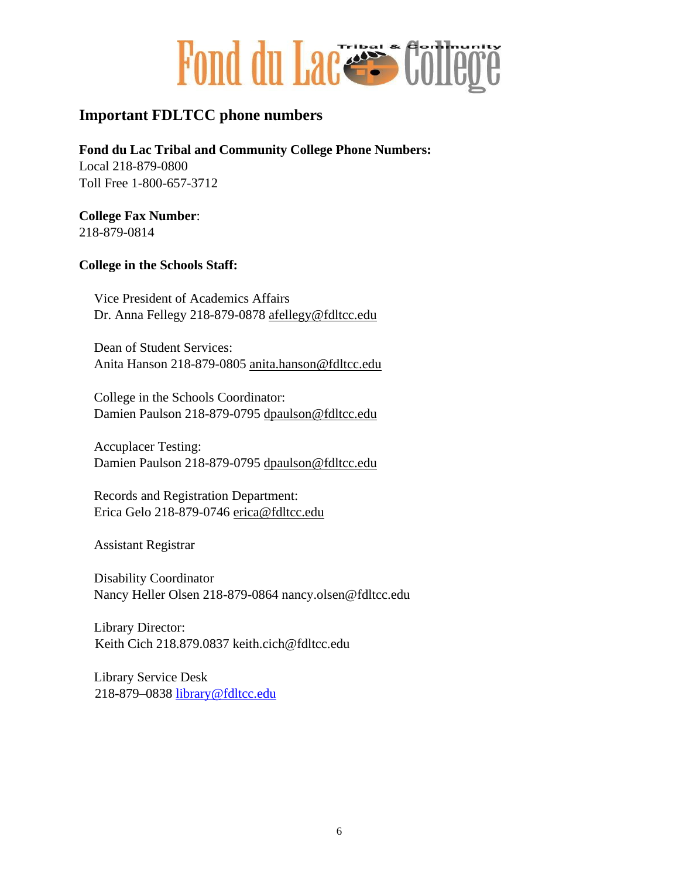# Fond du Lac Tribal & Community College

## Important FDLTCC phone numbers

**Fond du Lac Tribal and Community College Phone Numbers:**
Local 218-879-0800
Toll Free 1-800-657-3712

**College Fax Number**:
218-879-0814

**College in the Schools Staff:**

Vice President of Academics Affairs
Dr. Anna Fellegy 218-879-0878 afellegy@fdltcc.edu

Dean of Student Services:
Anita Hanson 218-879-0805 anita.hanson@fdltcc.edu

College in the Schools Coordinator:
Damien Paulson 218-879-0795 dpaulson@fdltcc.edu

Accuplacer Testing:
Damien Paulson 218-879-0795 dpaulson@fdltcc.edu

Records and Registration Department:
Erica Gelo 218-879-0746 erica@fdltcc.edu

Assistant Registrar

Disability Coordinator
Nancy Heller Olsen 218-879-0864 nancy.olsen@fdltcc.edu

Library Director:
Keith Cich 218.879.0837 keith.cich@fdltcc.edu

Library Service Desk
218-879–0838 library@fdltcc.edu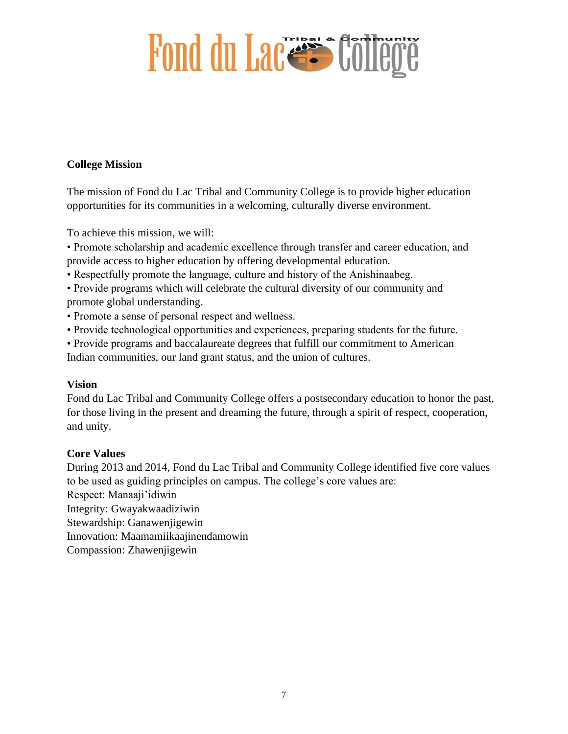# Fond du Lac Tribal & Community College

**College Mission**

The mission of Fond du Lac Tribal and Community College is to provide higher education opportunities for its communities in a welcoming, culturally diverse environment.

To achieve this mission, we will:

- Promote scholarship and academic excellence through transfer and career education, and provide access to higher education by offering developmental education.
- Respectfully promote the language, culture and history of the Anishinaabeg.
- Provide programs which will celebrate the cultural diversity of our community and promote global understanding.
- Promote a sense of personal respect and wellness.
- Provide technological opportunities and experiences, preparing students for the future.
- Provide programs and baccalaureate degrees that fulfill our commitment to American Indian communities, our land grant status, and the union of cultures.

**Vision**

Fond du Lac Tribal and Community College offers a postsecondary education to honor the past, for those living in the present and dreaming the future, through a spirit of respect, cooperation, and unity.

**Core Values**

During 2013 and 2014, Fond du Lac Tribal and Community College identified five core values to be used as guiding principles on campus. The college's core values are:

Respect: Manaaji'idiwin
Integrity: Gwayakwaadiziwin
Stewardship: Ganawenjigewin
Innovation: Maamamiikaajinendamowin
Compassion: Zhawenjigewin